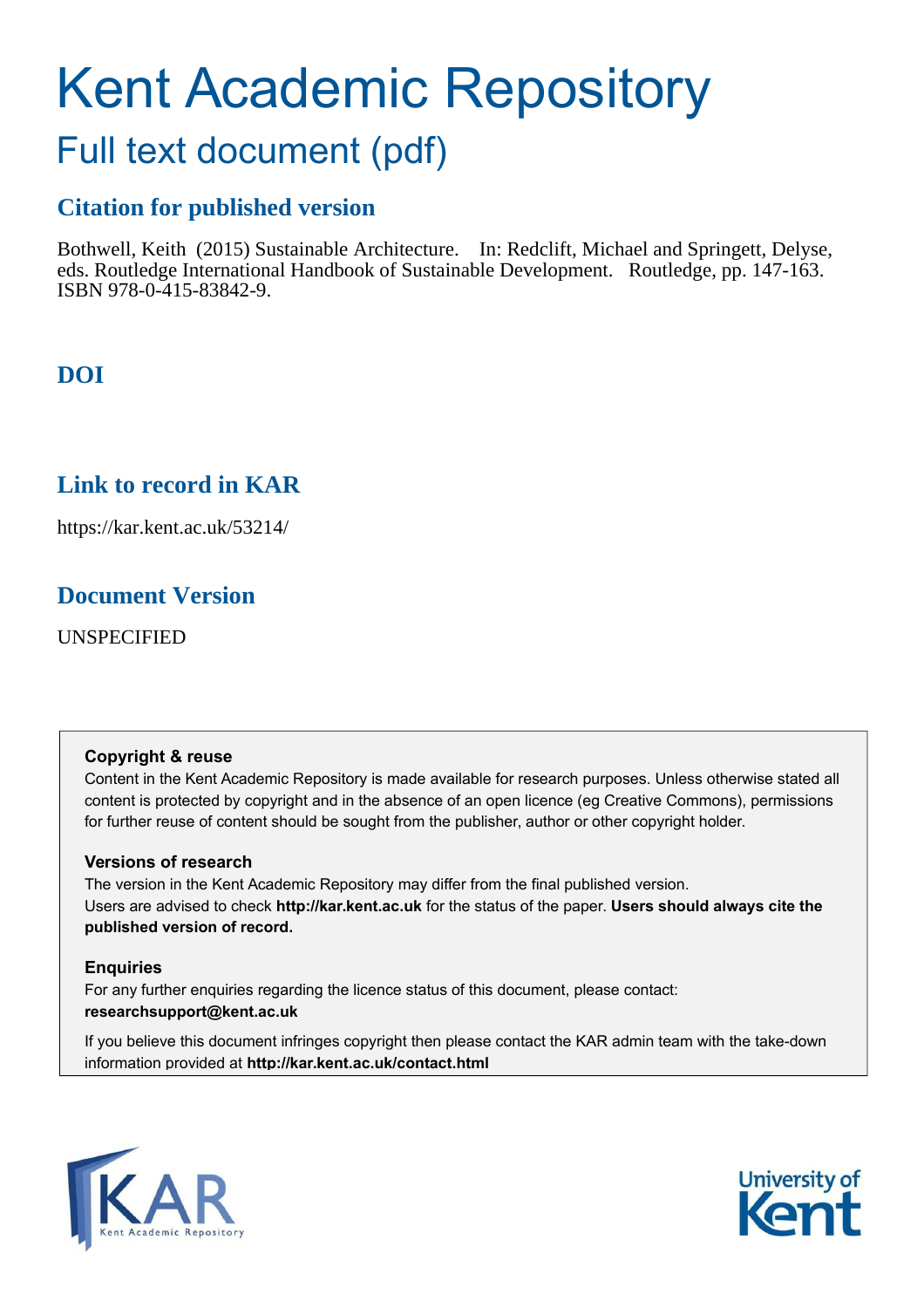# Kent Academic Repository

## Full text document (pdf)

### Citation for published version

Bothwell, Keith (2015) Sustainable Architecture. In: Redclift, Michael and Springett, Delyse, eds. Routledge International Handbook of Sustainable Development. Routledge, pp. 147-163. ISBN 978-0-415-83842-9.

### DOI

### Link to record in KAR

https://kar.kent.ac.uk/53214/

### Document Version

UNSPECIFIED

**Copyright & reuse**

Content in the Kent Academic Repository is made available for research purposes. Unless otherwise stated all content is protected by copyright and in the absence of an open licence (eg Creative Commons), permissions for further reuse of content should be sought from the publisher, author or other copyright holder.

**Versions of research**

The version in the Kent Academic Repository may differ from the final published version. Users are advised to check **http://kar.kent.ac.uk** for the status of the paper. **Users should always cite the published version of record.**

**Enquiries**

For any further enquiries regarding the licence status of this document, please contact: **researchsupport@kent.ac.uk**

If you believe this document infringes copyright then please contact the KAR admin team with the take-down information provided at **http://kar.kent.ac.uk/contact.html**

KAR Kent Academic Repository

University of Kent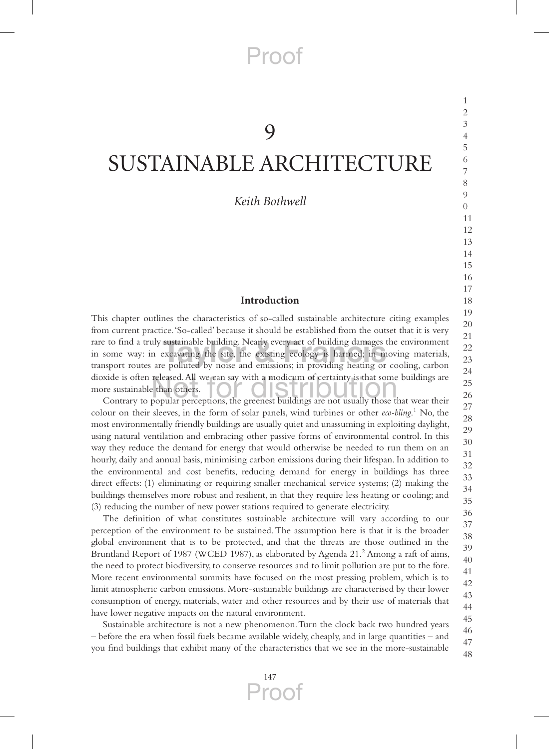# 9

# SUSTAINABLE ARCHITECTURE

*Keith Bothwell*

## Introduction

This chapter outlines the characteristics of so-called sustainable architecture citing examples from current practice. 'So-called' because it should be established from the outset that it is very rare to find a truly sustainable building. Nearly every act of building damages the environment in some way: in excavating the site, the existing ecology is harmed; in moving materials, transport routes are polluted by noise and emissions; in providing heating or cooling, carbon dioxide is often released. All we can say with a modicum of certainty is that some buildings are more sustainable than others.

Contrary to popular perceptions, the greenest buildings are not usually those that wear their colour on their sleeves, in the form of solar panels, wind turbines or other *eco-bling*.[1] No, the most environmentally friendly buildings are usually quiet and unassuming in exploiting daylight, using natural ventilation and embracing other passive forms of environmental control. In this way they reduce the demand for energy that would otherwise be needed to run them on an hourly, daily and annual basis, minimising carbon emissions during their lifespan. In addition to the environmental and cost benefits, reducing demand for energy in buildings has three direct effects: (1) eliminating or requiring smaller mechanical service systems; (2) making the buildings themselves more robust and resilient, in that they require less heating or cooling; and (3) reducing the number of new power stations required to generate electricity.

The definition of what constitutes sustainable architecture will vary according to our perception of the environment to be sustained. The assumption here is that it is the broader global environment that is to be protected, and that the threats are those outlined in the Bruntland Report of 1987 (WCED 1987), as elaborated by Agenda 21.[2] Among a raft of aims, the need to protect biodiversity, to conserve resources and to limit pollution are put to the fore. More recent environmental summits have focused on the most pressing problem, which is to limit atmospheric carbon emissions. More-sustainable buildings are characterised by their lower consumption of energy, materials, water and other resources and by their use of materials that have lower negative impacts on the natural environment.

Sustainable architecture is not a new phenomenon. Turn the clock back two hundred years – before the era when fossil fuels became available widely, cheaply, and in large quantities – and you find buildings that exhibit many of the characteristics that we see in the more-sustainable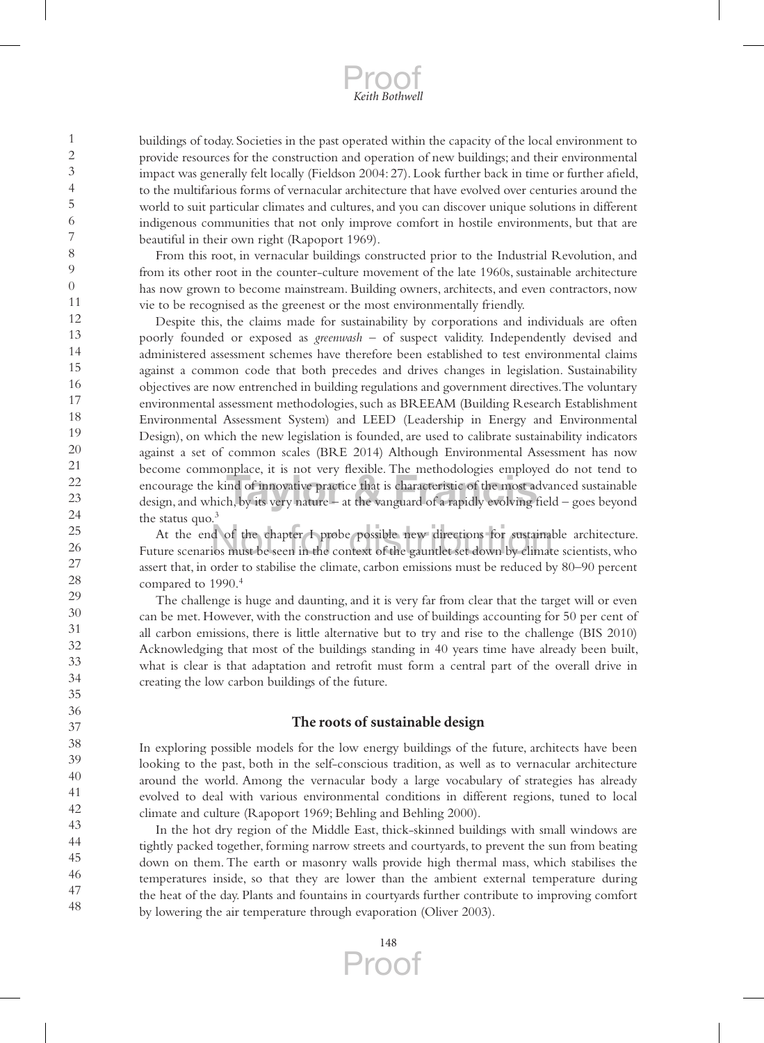buildings of today. Societies in the past operated within the capacity of the local environment to provide resources for the construction and operation of new buildings; and their environmental impact was generally felt locally (Fieldson 2004: 27). Look further back in time or further afield, to the multifarious forms of vernacular architecture that have evolved over centuries around the world to suit particular climates and cultures, and you can discover unique solutions in different indigenous communities that not only improve comfort in hostile environments, but that are beautiful in their own right (Rapoport 1969).

From this root, in vernacular buildings constructed prior to the Industrial Revolution, and from its other root in the counter-culture movement of the late 1960s, sustainable architecture has now grown to become mainstream. Building owners, architects, and even contractors, now vie to be recognised as the greenest or the most environmentally friendly.

Despite this, the claims made for sustainability by corporations and individuals are often poorly founded or exposed as *greenwash* – of suspect validity. Independently devised and administered assessment schemes have therefore been established to test environmental claims against a common code that both precedes and drives changes in legislation. Sustainability objectives are now entrenched in building regulations and government directives. The voluntary environmental assessment methodologies, such as BREEAM (Building Research Establishment Environmental Assessment System) and LEED (Leadership in Energy and Environmental Design), on which the new legislation is founded, are used to calibrate sustainability indicators against a set of common scales (BRE 2014) Although Environmental Assessment has now become commonplace, it is not very flexible. The methodologies employed do not tend to encourage the kind of innovative practice that is characteristic of the most advanced sustainable design, and which, by its very nature – at the vanguard of a rapidly evolving field – goes beyond the status quo.[3]

At the end of the chapter I probe possible new directions for sustainable architecture. Future scenarios must be seen in the context of the gauntlet set down by climate scientists, who assert that, in order to stabilise the climate, carbon emissions must be reduced by 80–90 percent compared to 1990.[4]

The challenge is huge and daunting, and it is very far from clear that the target will or even can be met. However, with the construction and use of buildings accounting for 50 per cent of all carbon emissions, there is little alternative but to try and rise to the challenge (BIS 2010) Acknowledging that most of the buildings standing in 40 years time have already been built, what is clear is that adaptation and retrofit must form a central part of the overall drive in creating the low carbon buildings of the future.

## The roots of sustainable design

In exploring possible models for the low energy buildings of the future, architects have been looking to the past, both in the self-conscious tradition, as well as to vernacular architecture around the world. Among the vernacular body a large vocabulary of strategies has already evolved to deal with various environmental conditions in different regions, tuned to local climate and culture (Rapoport 1969; Behling and Behling 2000).

In the hot dry region of the Middle East, thick-skinned buildings with small windows are tightly packed together, forming narrow streets and courtyards, to prevent the sun from beating down on them. The earth or masonry walls provide high thermal mass, which stabilises the temperatures inside, so that they are lower than the ambient external temperature during the heat of the day. Plants and fountains in courtyards further contribute to improving comfort by lowering the air temperature through evaporation (Oliver 2003).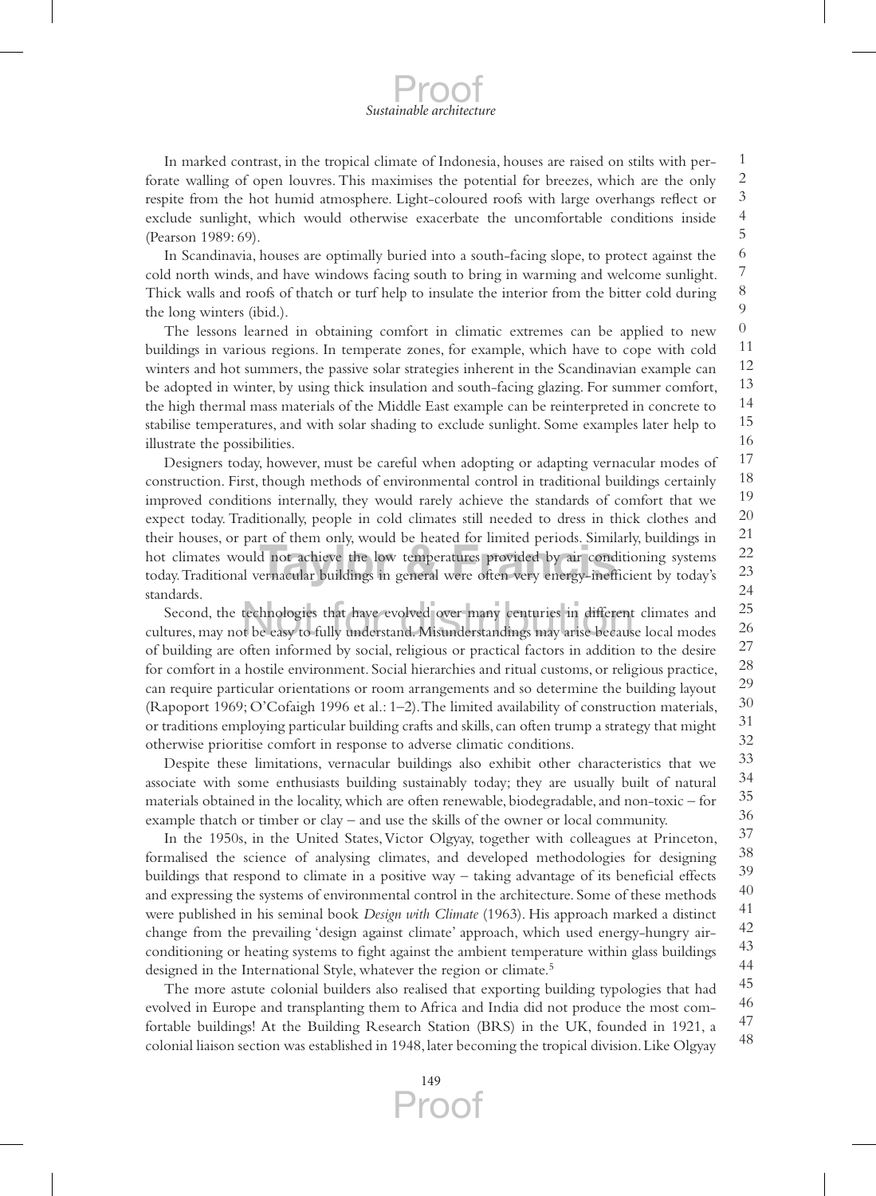In marked contrast, in the tropical climate of Indonesia, houses are raised on stilts with perforate walling of open louvres. This maximises the potential for breezes, which are the only respite from the hot humid atmosphere. Light-coloured roofs with large overhangs reflect or exclude sunlight, which would otherwise exacerbate the uncomfortable conditions inside (Pearson 1989: 69).

In Scandinavia, houses are optimally buried into a south-facing slope, to protect against the cold north winds, and have windows facing south to bring in warming and welcome sunlight. Thick walls and roofs of thatch or turf help to insulate the interior from the bitter cold during the long winters (ibid.).

The lessons learned in obtaining comfort in climatic extremes can be applied to new buildings in various regions. In temperate zones, for example, which have to cope with cold winters and hot summers, the passive solar strategies inherent in the Scandinavian example can be adopted in winter, by using thick insulation and south-facing glazing. For summer comfort, the high thermal mass materials of the Middle East example can be reinterpreted in concrete to stabilise temperatures, and with solar shading to exclude sunlight. Some examples later help to illustrate the possibilities.

Designers today, however, must be careful when adopting or adapting vernacular modes of construction. First, though methods of environmental control in traditional buildings certainly improved conditions internally, they would rarely achieve the standards of comfort that we expect today. Traditionally, people in cold climates still needed to dress in thick clothes and their houses, or part of them only, would be heated for limited periods. Similarly, buildings in hot climates would not achieve the low temperatures provided by air conditioning systems today. Traditional vernacular buildings in general were often very energy-inefficient by today's standards.

Second, the technologies that have evolved over many centuries in different climates and cultures, may not be easy to fully understand. Misunderstandings may arise because local modes of building are often informed by social, religious or practical factors in addition to the desire for comfort in a hostile environment. Social hierarchies and ritual customs, or religious practice, can require particular orientations or room arrangements and so determine the building layout (Rapoport 1969; O'Cofaigh 1996 et al.: 1–2). The limited availability of construction materials, or traditions employing particular building crafts and skills, can often trump a strategy that might otherwise prioritise comfort in response to adverse climatic conditions.

Despite these limitations, vernacular buildings also exhibit other characteristics that we associate with some enthusiasts building sustainably today; they are usually built of natural materials obtained in the locality, which are often renewable, biodegradable, and non-toxic – for example thatch or timber or clay – and use the skills of the owner or local community.

In the 1950s, in the United States, Victor Olgyay, together with colleagues at Princeton, formalised the science of analysing climates, and developed methodologies for designing buildings that respond to climate in a positive way – taking advantage of its beneficial effects and expressing the systems of environmental control in the architecture. Some of these methods were published in his seminal book *Design with Climate* (1963). His approach marked a distinct change from the prevailing 'design against climate' approach, which used energy-hungry air-conditioning or heating systems to fight against the ambient temperature within glass buildings designed in the International Style, whatever the region or climate.[5]

The more astute colonial builders also realised that exporting building typologies that had evolved in Europe and transplanting them to Africa and India did not produce the most comfortable buildings! At the Building Research Station (BRS) in the UK, founded in 1921, a colonial liaison section was established in 1948, later becoming the tropical division. Like Olgyay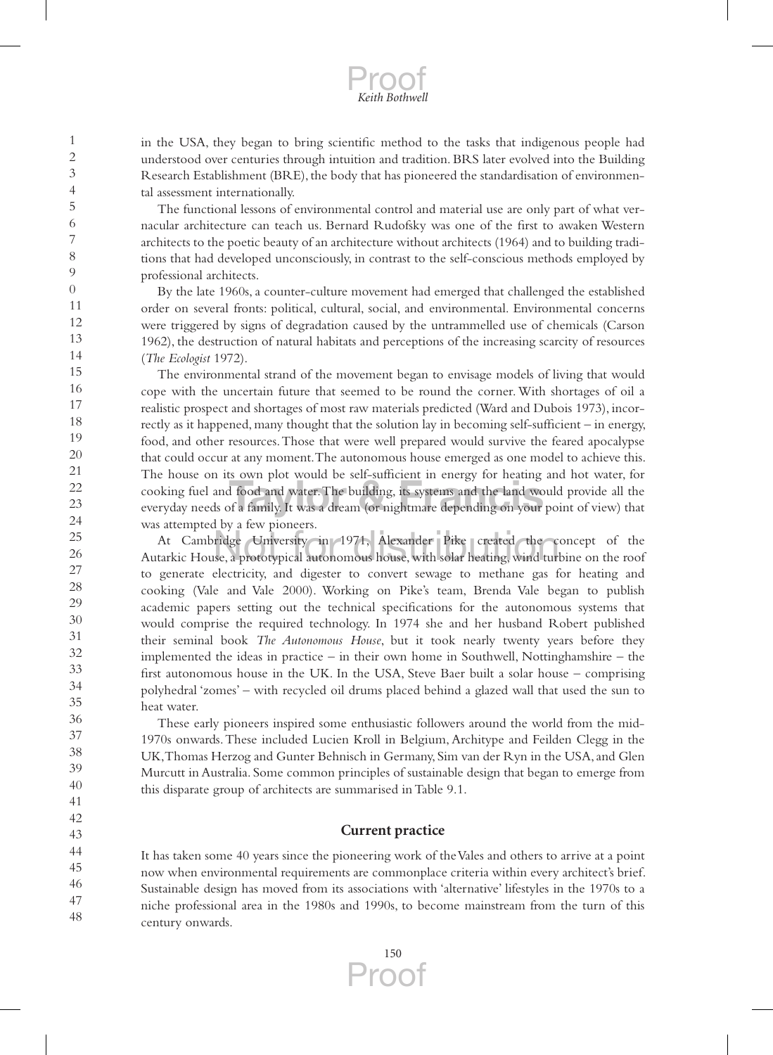in the USA, they began to bring scientific method to the tasks that indigenous people had understood over centuries through intuition and tradition. BRS later evolved into the Building Research Establishment (BRE), the body that has pioneered the standardisation of environmental assessment internationally.

The functional lessons of environmental control and material use are only part of what vernacular architecture can teach us. Bernard Rudofsky was one of the first to awaken Western architects to the poetic beauty of an architecture without architects (1964) and to building traditions that had developed unconsciously, in contrast to the self-conscious methods employed by professional architects.

By the late 1960s, a counter-culture movement had emerged that challenged the established order on several fronts: political, cultural, social, and environmental. Environmental concerns were triggered by signs of degradation caused by the untrammelled use of chemicals (Carson 1962), the destruction of natural habitats and perceptions of the increasing scarcity of resources (*The Ecologist* 1972).

The environmental strand of the movement began to envisage models of living that would cope with the uncertain future that seemed to be round the corner. With shortages of oil a realistic prospect and shortages of most raw materials predicted (Ward and Dubois 1973), incorrectly as it happened, many thought that the solution lay in becoming self-sufficient – in energy, food, and other resources. Those that were well prepared would survive the feared apocalypse that could occur at any moment. The autonomous house emerged as one model to achieve this. The house on its own plot would be self-sufficient in energy for heating and hot water, for cooking fuel and food and water. The building, its systems and the land would provide all the everyday needs of a family. It was a dream (or nightmare depending on your point of view) that was attempted by a few pioneers.

At Cambridge University in 1971, Alexander Pike created the concept of the Autarkic House, a prototypical autonomous house, with solar heating, wind turbine on the roof to generate electricity, and digester to convert sewage to methane gas for heating and cooking (Vale and Vale 2000). Working on Pike's team, Brenda Vale began to publish academic papers setting out the technical specifications for the autonomous systems that would comprise the required technology. In 1974 she and her husband Robert published their seminal book *The Autonomous House*, but it took nearly twenty years before they implemented the ideas in practice – in their own home in Southwell, Nottinghamshire – the first autonomous house in the UK. In the USA, Steve Baer built a solar house – comprising polyhedral 'zomes' – with recycled oil drums placed behind a glazed wall that used the sun to heat water.

These early pioneers inspired some enthusiastic followers around the world from the mid-1970s onwards. These included Lucien Kroll in Belgium, Architype and Feilden Clegg in the UK, Thomas Herzog and Gunter Behnisch in Germany, Sim van der Ryn in the USA, and Glen Murcutt in Australia. Some common principles of sustainable design that began to emerge from this disparate group of architects are summarised in Table 9.1.

## Current practice

It has taken some 40 years since the pioneering work of the Vales and others to arrive at a point now when environmental requirements are commonplace criteria within every architect's brief. Sustainable design has moved from its associations with 'alternative' lifestyles in the 1970s to a niche professional area in the 1980s and 1990s, to become mainstream from the turn of this century onwards.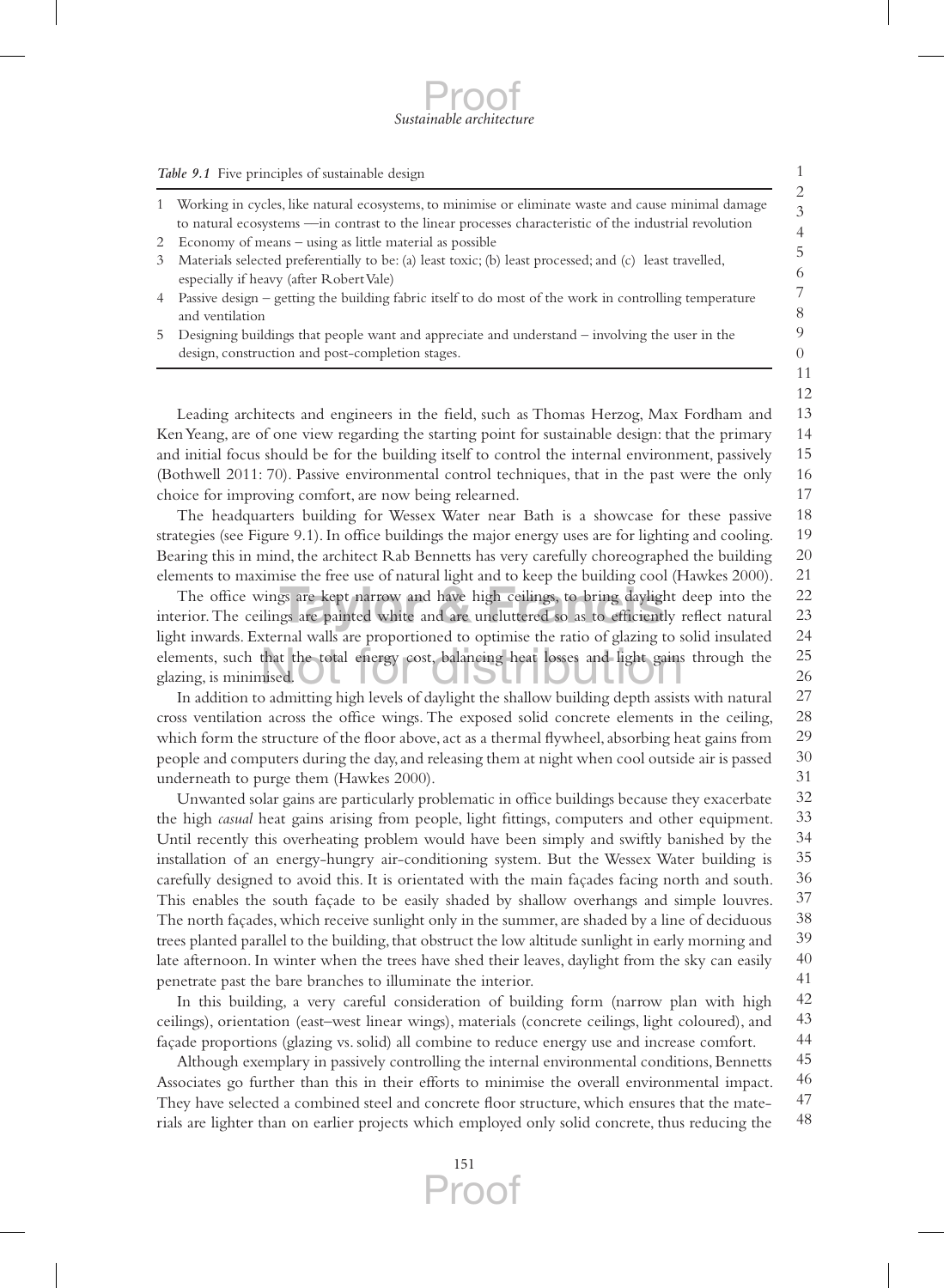*Table 9.1* Five principles of sustainable design

| | |
|---|---|
| 1 | Working in cycles, like natural ecosystems, to minimise or eliminate waste and cause minimal damage to natural ecosystems —in contrast to the linear processes characteristic of the industrial revolution |
| 2 | Economy of means – using as little material as possible |
| 3 | Materials selected preferentially to be: (a) least toxic; (b) least processed; and (c) least travelled, especially if heavy (after Robert Vale) |
| 4 | Passive design – getting the building fabric itself to do most of the work in controlling temperature and ventilation |
| 5 | Designing buildings that people want and appreciate and understand – involving the user in the design, construction and post-completion stages. |

Leading architects and engineers in the field, such as Thomas Herzog, Max Fordham and Ken Yeang, are of one view regarding the starting point for sustainable design: that the primary and initial focus should be for the building itself to control the internal environment, passively (Bothwell 2011: 70). Passive environmental control techniques, that in the past were the only choice for improving comfort, are now being relearned.

The headquarters building for Wessex Water near Bath is a showcase for these passive strategies (see Figure 9.1). In office buildings the major energy uses are for lighting and cooling. Bearing this in mind, the architect Rab Bennetts has very carefully choreographed the building elements to maximise the free use of natural light and to keep the building cool (Hawkes 2000).

The office wings are kept narrow and have high ceilings, to bring daylight deep into the interior. The ceilings are painted white and are uncluttered so as to efficiently reflect natural light inwards. External walls are proportioned to optimise the ratio of glazing to solid insulated elements, such that the total energy cost, balancing heat losses and light gains through the glazing, is minimised.

In addition to admitting high levels of daylight the shallow building depth assists with natural cross ventilation across the office wings. The exposed solid concrete elements in the ceiling, which form the structure of the floor above, act as a thermal flywheel, absorbing heat gains from people and computers during the day, and releasing them at night when cool outside air is passed underneath to purge them (Hawkes 2000).

Unwanted solar gains are particularly problematic in office buildings because they exacerbate the high *casual* heat gains arising from people, light fittings, computers and other equipment. Until recently this overheating problem would have been simply and swiftly banished by the installation of an energy-hungry air-conditioning system. But the Wessex Water building is carefully designed to avoid this. It is orientated with the main façades facing north and south. This enables the south façade to be easily shaded by shallow overhangs and simple louvres. The north façades, which receive sunlight only in the summer, are shaded by a line of deciduous trees planted parallel to the building, that obstruct the low altitude sunlight in early morning and late afternoon. In winter when the trees have shed their leaves, daylight from the sky can easily penetrate past the bare branches to illuminate the interior.

In this building, a very careful consideration of building form (narrow plan with high ceilings), orientation (east–west linear wings), materials (concrete ceilings, light coloured), and façade proportions (glazing vs. solid) all combine to reduce energy use and increase comfort.

Although exemplary in passively controlling the internal environmental conditions, Bennetts Associates go further than this in their efforts to minimise the overall environmental impact. They have selected a combined steel and concrete floor structure, which ensures that the materials are lighter than on earlier projects which employed only solid concrete, thus reducing the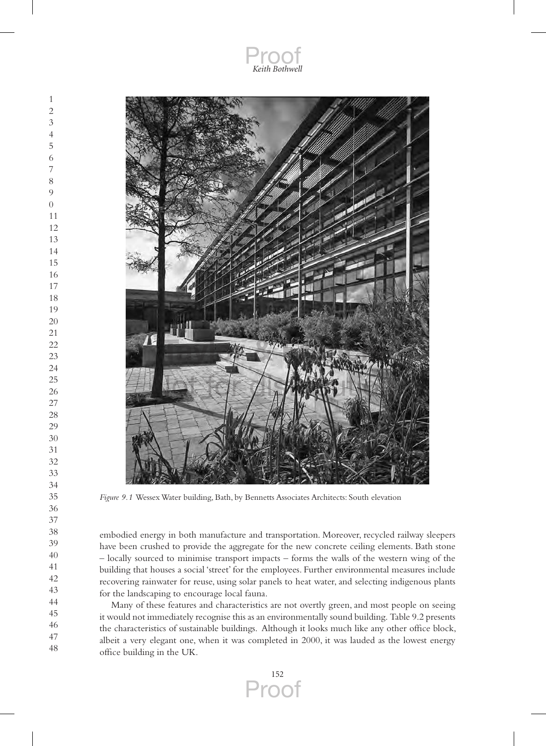*Figure 9.1* Wessex Water building, Bath, by Bennetts Associates Architects: South elevation

embodied energy in both manufacture and transportation. Moreover, recycled railway sleepers have been crushed to provide the aggregate for the new concrete ceiling elements. Bath stone – locally sourced to minimise transport impacts – forms the walls of the western wing of the building that houses a social 'street' for the employees. Further environmental measures include recovering rainwater for reuse, using solar panels to heat water, and selecting indigenous plants for the landscaping to encourage local fauna.

Many of these features and characteristics are not overtly green, and most people on seeing it would not immediately recognise this as an environmentally sound building. Table 9.2 presents the characteristics of sustainable buildings. Although it looks much like any other office block, albeit a very elegant one, when it was completed in 2000, it was lauded as the lowest energy office building in the UK.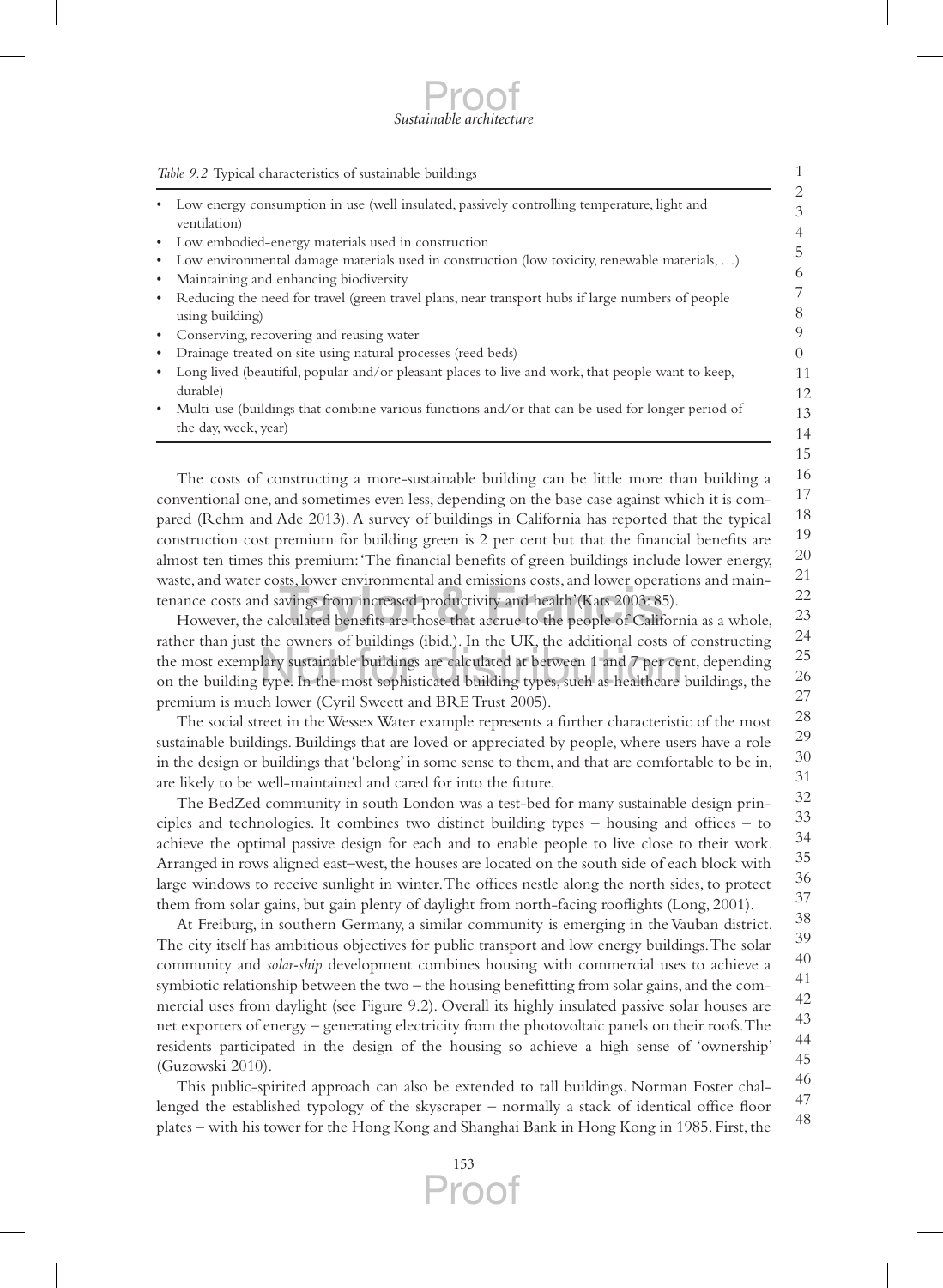*Table 9.2* Typical characteristics of sustainable buildings

- Low energy consumption in use (well insulated, passively controlling temperature, light and ventilation)
- Low embodied-energy materials used in construction
- Low environmental damage materials used in construction (low toxicity, renewable materials, …)
- Maintaining and enhancing biodiversity
- Reducing the need for travel (green travel plans, near transport hubs if large numbers of people using building)
- Conserving, recovering and reusing water
- Drainage treated on site using natural processes (reed beds)
- Long lived (beautiful, popular and/or pleasant places to live and work, that people want to keep, durable)
- Multi-use (buildings that combine various functions and/or that can be used for longer period of the day, week, year)

The costs of constructing a more-sustainable building can be little more than building a conventional one, and sometimes even less, depending on the base case against which it is compared (Rehm and Ade 2013). A survey of buildings in California has reported that the typical construction cost premium for building green is 2 per cent but that the financial benefits are almost ten times this premium: 'The financial benefits of green buildings include lower energy, waste, and water costs, lower environmental and emissions costs, and lower operations and maintenance costs and savings from increased productivity and health' (Kats 2003: 85).

However, the calculated benefits are those that accrue to the people of California as a whole, rather than just the owners of buildings (ibid.). In the UK, the additional costs of constructing the most exemplary sustainable buildings are calculated at between 1 and 7 per cent, depending on the building type. In the most sophisticated building types, such as healthcare buildings, the premium is much lower (Cyril Sweett and BRE Trust 2005).

The social street in the Wessex Water example represents a further characteristic of the most sustainable buildings. Buildings that are loved or appreciated by people, where users have a role in the design or buildings that 'belong' in some sense to them, and that are comfortable to be in, are likely to be well-maintained and cared for into the future.

The BedZed community in south London was a test-bed for many sustainable design principles and technologies. It combines two distinct building types – housing and offices – to achieve the optimal passive design for each and to enable people to live close to their work. Arranged in rows aligned east–west, the houses are located on the south side of each block with large windows to receive sunlight in winter. The offices nestle along the north sides, to protect them from solar gains, but gain plenty of daylight from north-facing rooflights (Long, 2001).

At Freiburg, in southern Germany, a similar community is emerging in the Vauban district. The city itself has ambitious objectives for public transport and low energy buildings. The solar community and *solar-ship* development combines housing with commercial uses to achieve a symbiotic relationship between the two – the housing benefitting from solar gains, and the commercial uses from daylight (see Figure 9.2). Overall its highly insulated passive solar houses are net exporters of energy – generating electricity from the photovoltaic panels on their roofs. The residents participated in the design of the housing so achieve a high sense of 'ownership' (Guzowski 2010).

This public-spirited approach can also be extended to tall buildings. Norman Foster challenged the established typology of the skyscraper – normally a stack of identical office floor plates – with his tower for the Hong Kong and Shanghai Bank in Hong Kong in 1985. First, the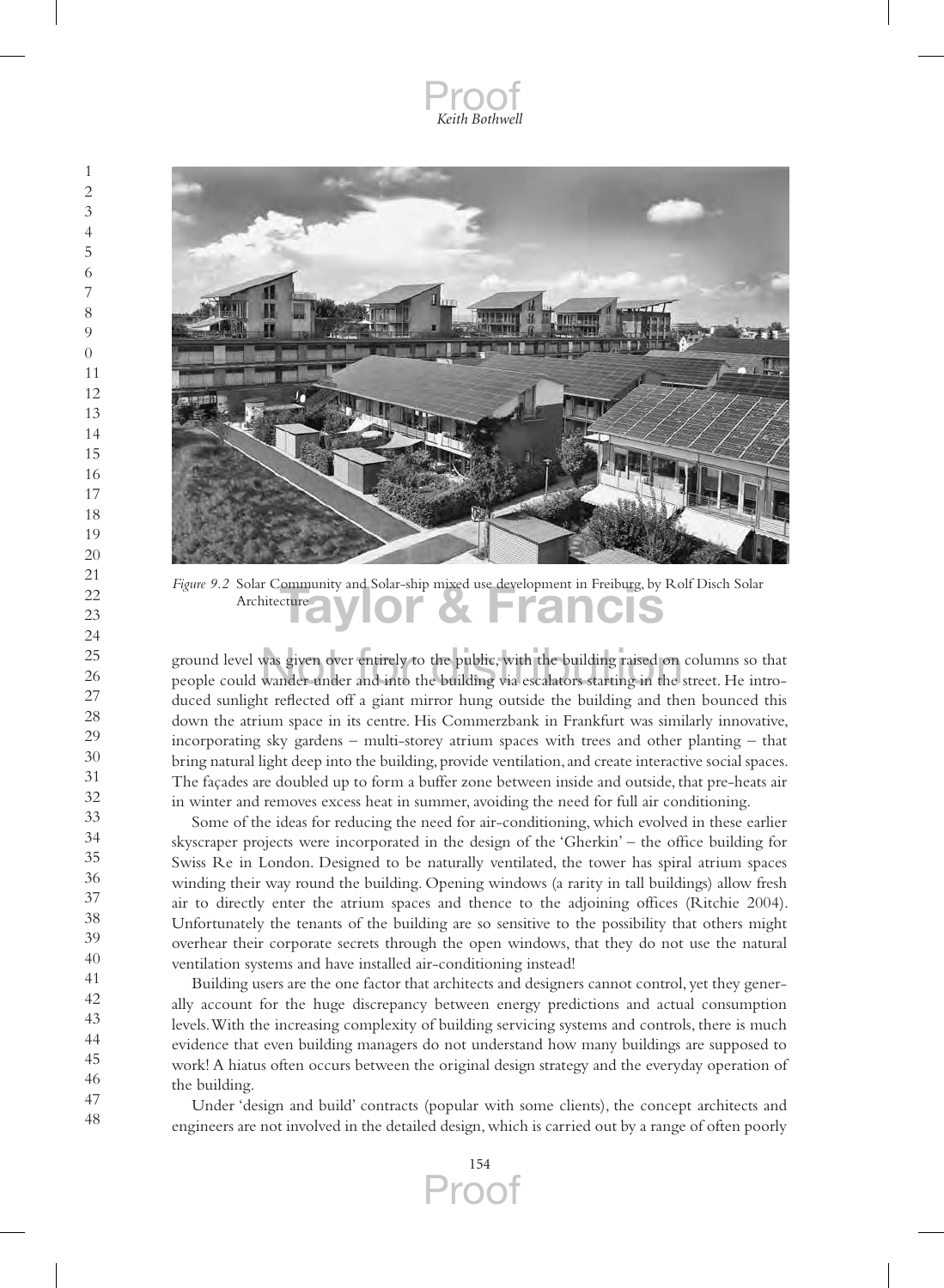*Figure 9.2* Solar Community and Solar-ship mixed use development in Freiburg, by Rolf Disch Solar Architecture

ground level was given over entirely to the public, with the building raised on columns so that people could wander under and into the building via escalators starting in the street. He introduced sunlight reflected off a giant mirror hung outside the building and then bounced this down the atrium space in its centre. His Commerzbank in Frankfurt was similarly innovative, incorporating sky gardens – multi-storey atrium spaces with trees and other planting – that bring natural light deep into the building, provide ventilation, and create interactive social spaces. The façades are doubled up to form a buffer zone between inside and outside, that pre-heats air in winter and removes excess heat in summer, avoiding the need for full air conditioning.

Some of the ideas for reducing the need for air-conditioning, which evolved in these earlier skyscraper projects were incorporated in the design of the 'Gherkin' – the office building for Swiss Re in London. Designed to be naturally ventilated, the tower has spiral atrium spaces winding their way round the building. Opening windows (a rarity in tall buildings) allow fresh air to directly enter the atrium spaces and thence to the adjoining offices (Ritchie 2004). Unfortunately the tenants of the building are so sensitive to the possibility that others might overhear their corporate secrets through the open windows, that they do not use the natural ventilation systems and have installed air-conditioning instead!

Building users are the one factor that architects and designers cannot control, yet they generally account for the huge discrepancy between energy predictions and actual consumption levels. With the increasing complexity of building servicing systems and controls, there is much evidence that even building managers do not understand how many buildings are supposed to work! A hiatus often occurs between the original design strategy and the everyday operation of the building.

Under 'design and build' contracts (popular with some clients), the concept architects and engineers are not involved in the detailed design, which is carried out by a range of often poorly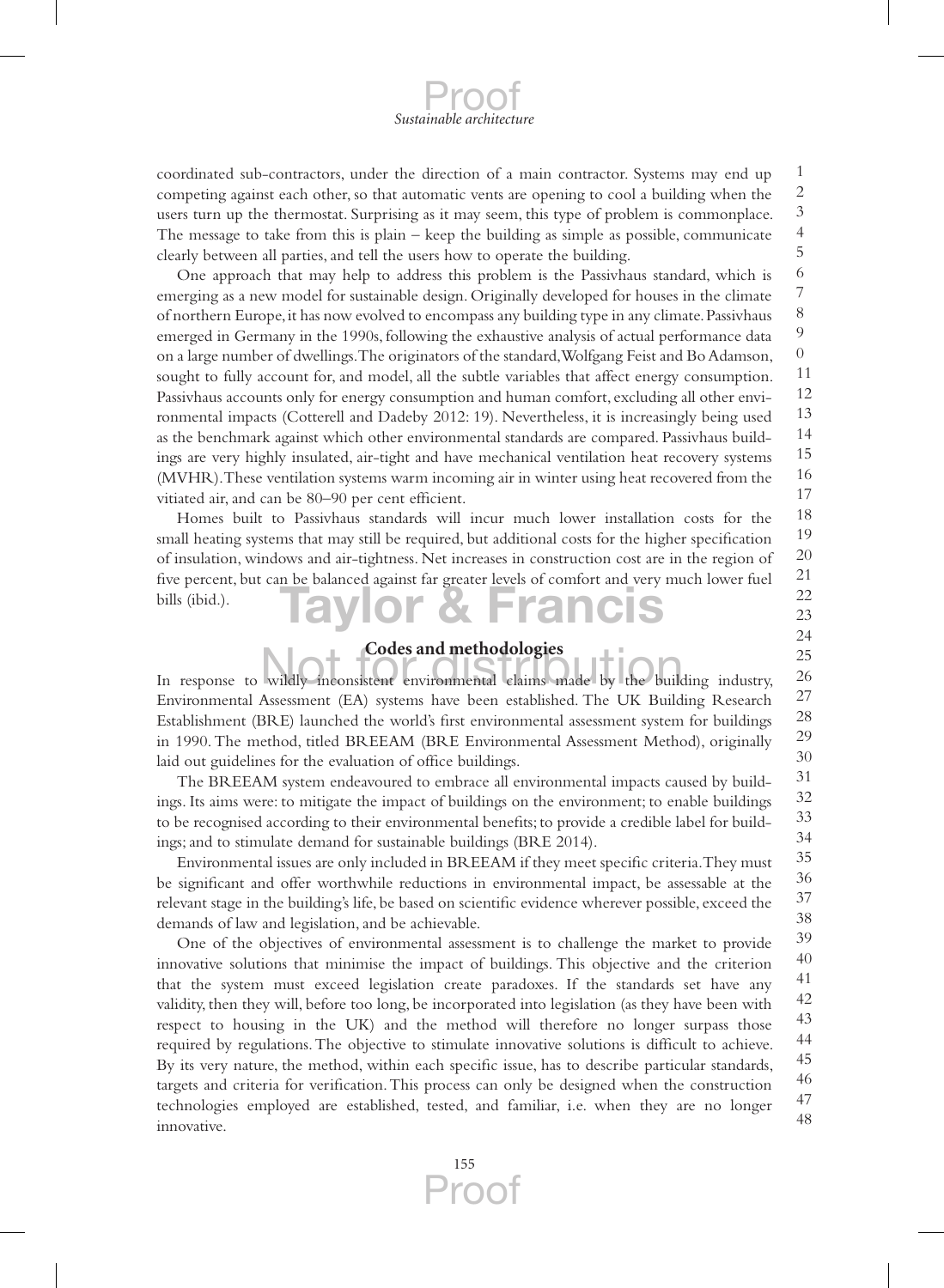coordinated sub-contractors, under the direction of a main contractor. Systems may end up competing against each other, so that automatic vents are opening to cool a building when the users turn up the thermostat. Surprising as it may seem, this type of problem is commonplace. The message to take from this is plain – keep the building as simple as possible, communicate clearly between all parties, and tell the users how to operate the building.

One approach that may help to address this problem is the Passivhaus standard, which is emerging as a new model for sustainable design. Originally developed for houses in the climate of northern Europe, it has now evolved to encompass any building type in any climate. Passivhaus emerged in Germany in the 1990s, following the exhaustive analysis of actual performance data on a large number of dwellings. The originators of the standard, Wolfgang Feist and Bo Adamson, sought to fully account for, and model, all the subtle variables that affect energy consumption. Passivhaus accounts only for energy consumption and human comfort, excluding all other environmental impacts (Cotterell and Dadeby 2012: 19). Nevertheless, it is increasingly being used as the benchmark against which other environmental standards are compared. Passivhaus buildings are very highly insulated, air-tight and have mechanical ventilation heat recovery systems (MVHR). These ventilation systems warm incoming air in winter using heat recovered from the vitiated air, and can be 80–90 per cent efficient.

Homes built to Passivhaus standards will incur much lower installation costs for the small heating systems that may still be required, but additional costs for the higher specification of insulation, windows and air-tightness. Net increases in construction cost are in the region of five percent, but can be balanced against far greater levels of comfort and very much lower fuel bills (ibid.).

## Codes and methodologies

In response to wildly inconsistent environmental claims made by the building industry, Environmental Assessment (EA) systems have been established. The UK Building Research Establishment (BRE) launched the world's first environmental assessment system for buildings in 1990. The method, titled BREEAM (BRE Environmental Assessment Method), originally laid out guidelines for the evaluation of office buildings.

The BREEAM system endeavoured to embrace all environmental impacts caused by buildings. Its aims were: to mitigate the impact of buildings on the environment; to enable buildings to be recognised according to their environmental benefits; to provide a credible label for buildings; and to stimulate demand for sustainable buildings (BRE 2014).

Environmental issues are only included in BREEAM if they meet specific criteria. They must be significant and offer worthwhile reductions in environmental impact, be assessable at the relevant stage in the building's life, be based on scientific evidence wherever possible, exceed the demands of law and legislation, and be achievable.

One of the objectives of environmental assessment is to challenge the market to provide innovative solutions that minimise the impact of buildings. This objective and the criterion that the system must exceed legislation create paradoxes. If the standards set have any validity, then they will, before too long, be incorporated into legislation (as they have been with respect to housing in the UK) and the method will therefore no longer surpass those required by regulations. The objective to stimulate innovative solutions is difficult to achieve. By its very nature, the method, within each specific issue, has to describe particular standards, targets and criteria for verification. This process can only be designed when the construction technologies employed are established, tested, and familiar, i.e. when they are no longer innovative.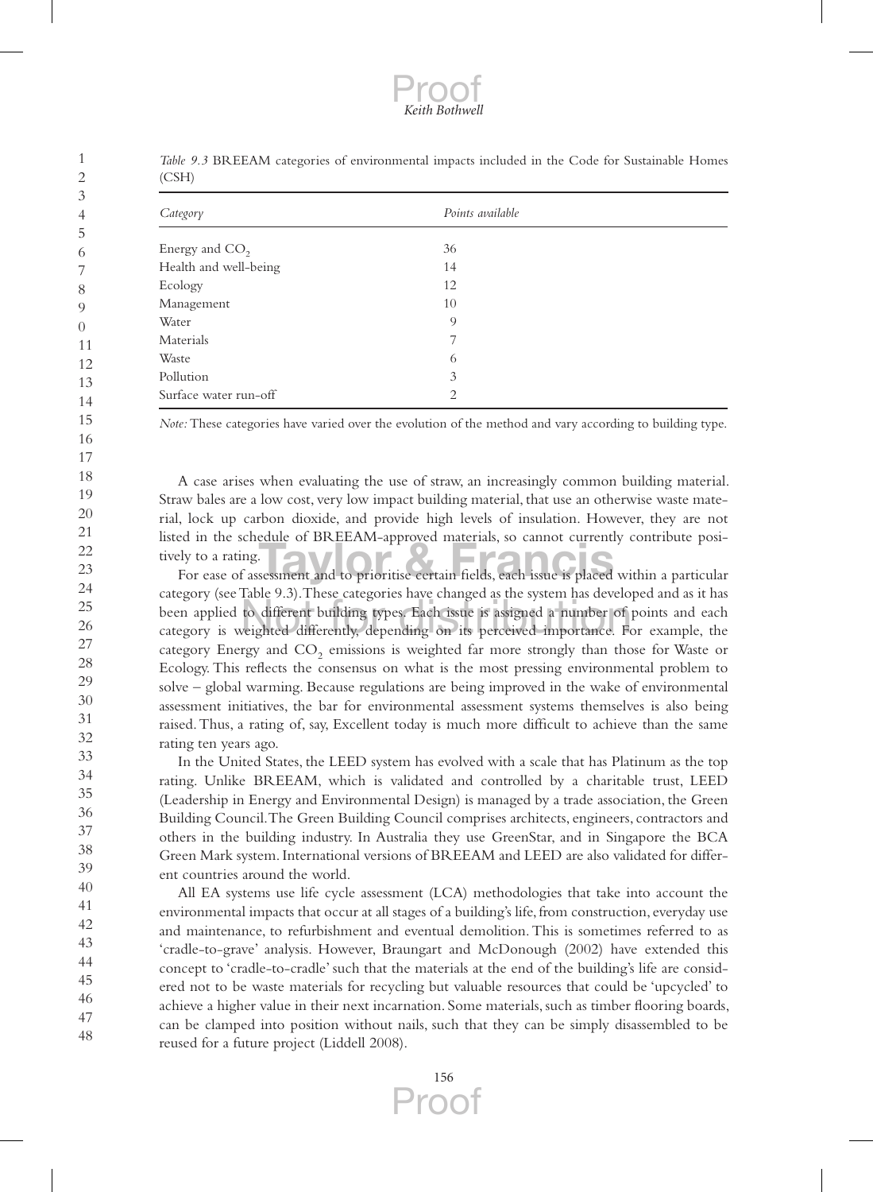*Table 9.3* BREEAM categories of environmental impacts included in the Code for Sustainable Homes (CSH)

| *Category* | *Points available* |
|---|---|
| Energy and $CO_2$ | 36 |
| Health and well-being | 14 |
| Ecology | 12 |
| Management | 10 |
| Water | 9 |
| Materials | 7 |
| Waste | 6 |
| Pollution | 3 |
| Surface water run-off | 2 |

*Note:* These categories have varied over the evolution of the method and vary according to building type.

A case arises when evaluating the use of straw, an increasingly common building material. Straw bales are a low cost, very low impact building material, that use an otherwise waste material, lock up carbon dioxide, and provide high levels of insulation. However, they are not listed in the schedule of BREEAM-approved materials, so cannot currently contribute positively to a rating.

For ease of assessment and to prioritise certain fields, each issue is placed within a particular category (see Table 9.3). These categories have changed as the system has developed and as it has been applied to different building types. Each issue is assigned a number of points and each category is weighted differently, depending on its perceived importance. For example, the category Energy and $CO_2$ emissions is weighted far more strongly than those for Waste or Ecology. This reflects the consensus on what is the most pressing environmental problem to solve – global warming. Because regulations are being improved in the wake of environmental assessment initiatives, the bar for environmental assessment systems themselves is also being raised. Thus, a rating of, say, Excellent today is much more difficult to achieve than the same rating ten years ago.

In the United States, the LEED system has evolved with a scale that has Platinum as the top rating. Unlike BREEAM, which is validated and controlled by a charitable trust, LEED (Leadership in Energy and Environmental Design) is managed by a trade association, the Green Building Council. The Green Building Council comprises architects, engineers, contractors and others in the building industry. In Australia they use GreenStar, and in Singapore the BCA Green Mark system. International versions of BREEAM and LEED are also validated for different countries around the world.

All EA systems use life cycle assessment (LCA) methodologies that take into account the environmental impacts that occur at all stages of a building's life, from construction, everyday use and maintenance, to refurbishment and eventual demolition. This is sometimes referred to as 'cradle-to-grave' analysis. However, Braungart and McDonough (2002) have extended this concept to 'cradle-to-cradle' such that the materials at the end of the building's life are considered not to be waste materials for recycling but valuable resources that could be 'upcycled' to achieve a higher value in their next incarnation. Some materials, such as timber flooring boards, can be clamped into position without nails, such that they can be simply disassembled to be reused for a future project (Liddell 2008).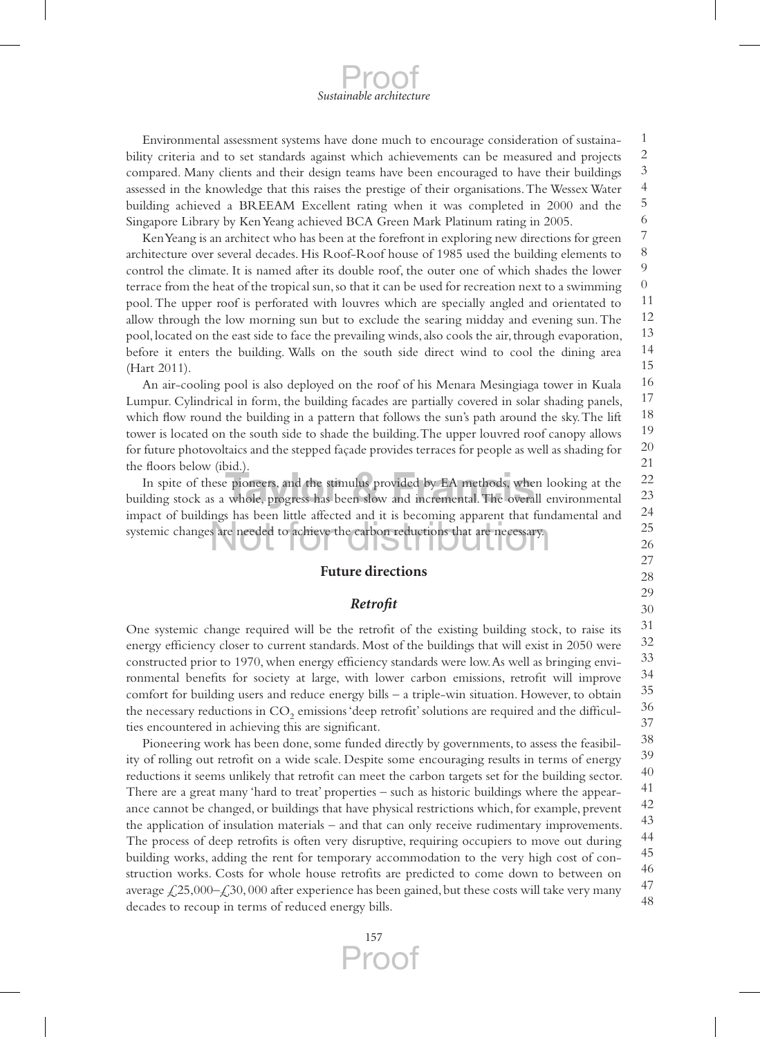Environmental assessment systems have done much to encourage consideration of sustainability criteria and to set standards against which achievements can be measured and projects compared. Many clients and their design teams have been encouraged to have their buildings assessed in the knowledge that this raises the prestige of their organisations. The Wessex Water building achieved a BREEAM Excellent rating when it was completed in 2000 and the Singapore Library by Ken Yeang achieved BCA Green Mark Platinum rating in 2005.

Ken Yeang is an architect who has been at the forefront in exploring new directions for green architecture over several decades. His Roof-Roof house of 1985 used the building elements to control the climate. It is named after its double roof, the outer one of which shades the lower terrace from the heat of the tropical sun, so that it can be used for recreation next to a swimming pool. The upper roof is perforated with louvres which are specially angled and orientated to allow through the low morning sun but to exclude the searing midday and evening sun. The pool, located on the east side to face the prevailing winds, also cools the air, through evaporation, before it enters the building. Walls on the south side direct wind to cool the dining area (Hart 2011).

An air-cooling pool is also deployed on the roof of his Menara Mesingiaga tower in Kuala Lumpur. Cylindrical in form, the building facades are partially covered in solar shading panels, which flow round the building in a pattern that follows the sun's path around the sky. The lift tower is located on the south side to shade the building. The upper louvred roof canopy allows for future photovoltaics and the stepped façade provides terraces for people as well as shading for the floors below (ibid.).

In spite of these pioneers, and the stimulus provided by EA methods, when looking at the building stock as a whole, progress has been slow and incremental. The overall environmental impact of buildings has been little affected and it is becoming apparent that fundamental and systemic changes are needed to achieve the carbon reductions that are necessary.

## Future directions

### *Retrofit*

One systemic change required will be the retrofit of the existing building stock, to raise its energy efficiency closer to current standards. Most of the buildings that will exist in 2050 were constructed prior to 1970, when energy efficiency standards were low. As well as bringing environmental benefits for society at large, with lower carbon emissions, retrofit will improve comfort for building users and reduce energy bills – a triple-win situation. However, to obtain the necessary reductions in $CO_2$ emissions 'deep retrofit' solutions are required and the difficulties encountered in achieving this are significant.

Pioneering work has been done, some funded directly by governments, to assess the feasibility of rolling out retrofit on a wide scale. Despite some encouraging results in terms of energy reductions it seems unlikely that retrofit can meet the carbon targets set for the building sector. There are a great many 'hard to treat' properties – such as historic buildings where the appearance cannot be changed, or buildings that have physical restrictions which, for example, prevent the application of insulation materials – and that can only receive rudimentary improvements. The process of deep retrofits is often very disruptive, requiring occupiers to move out during building works, adding the rent for temporary accommodation to the very high cost of construction works. Costs for whole house retrofits are predicted to come down to between on average £25,000–£30, 000 after experience has been gained, but these costs will take very many decades to recoup in terms of reduced energy bills.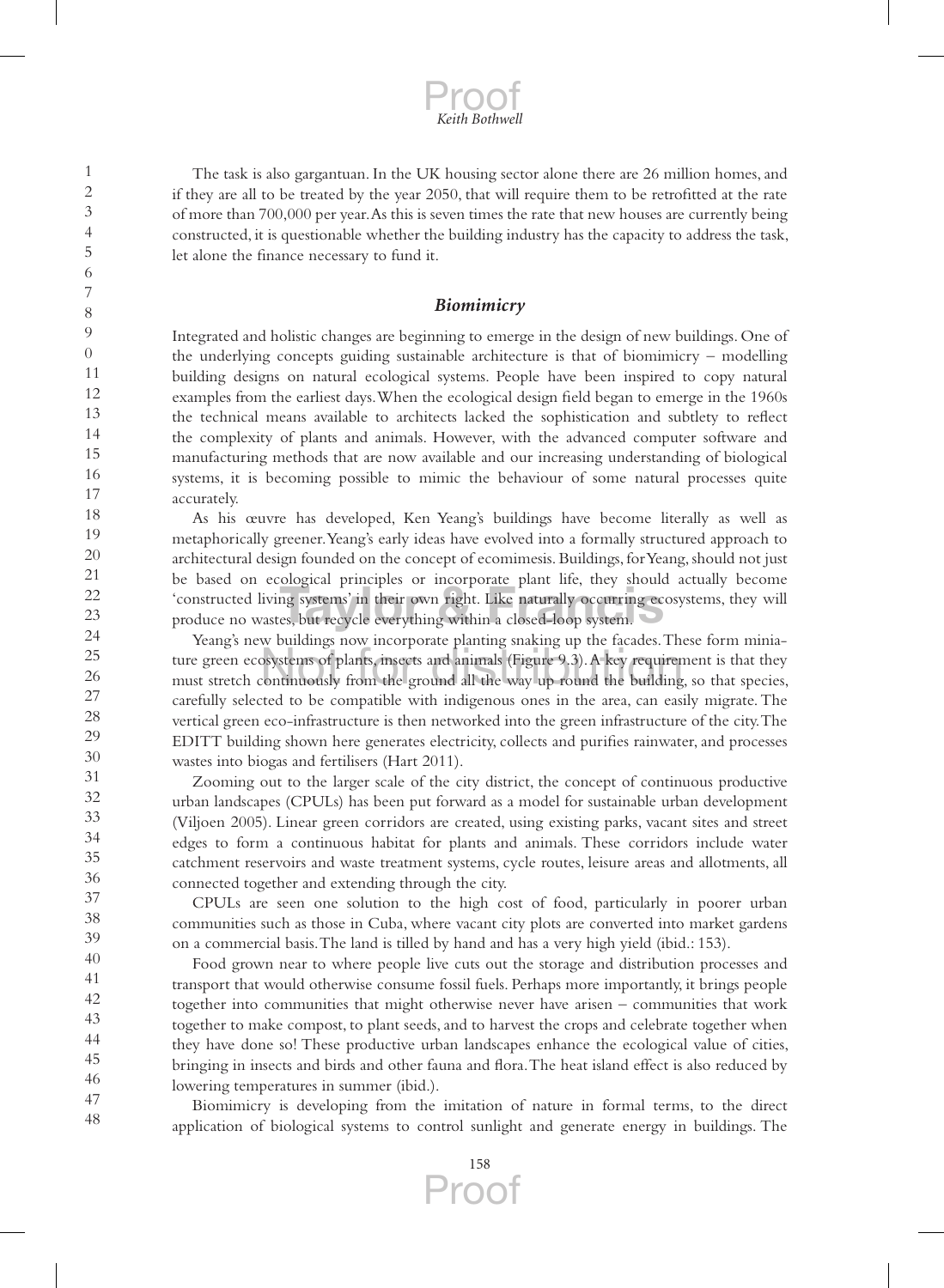The task is also gargantuan. In the UK housing sector alone there are 26 million homes, and if they are all to be treated by the year 2050, that will require them to be retrofitted at the rate of more than 700,000 per year. As this is seven times the rate that new houses are currently being constructed, it is questionable whether the building industry has the capacity to address the task, let alone the finance necessary to fund it.

### *Biomimicry*

Integrated and holistic changes are beginning to emerge in the design of new buildings. One of the underlying concepts guiding sustainable architecture is that of biomimicry – modelling building designs on natural ecological systems. People have been inspired to copy natural examples from the earliest days. When the ecological design field began to emerge in the 1960s the technical means available to architects lacked the sophistication and subtlety to reflect the complexity of plants and animals. However, with the advanced computer software and manufacturing methods that are now available and our increasing understanding of biological systems, it is becoming possible to mimic the behaviour of some natural processes quite accurately.

As his œuvre has developed, Ken Yeang's buildings have become literally as well as metaphorically greener. Yeang's early ideas have evolved into a formally structured approach to architectural design founded on the concept of ecomimesis. Buildings, for Yeang, should not just be based on ecological principles or incorporate plant life, they should actually become 'constructed living systems' in their own right. Like naturally occurring ecosystems, they will produce no wastes, but recycle everything within a closed-loop system.

Yeang's new buildings now incorporate planting snaking up the facades. These form miniature green ecosystems of plants, insects and animals (Figure 9.3). A key requirement is that they must stretch continuously from the ground all the way up round the building, so that species, carefully selected to be compatible with indigenous ones in the area, can easily migrate. The vertical green eco-infrastructure is then networked into the green infrastructure of the city. The EDITT building shown here generates electricity, collects and purifies rainwater, and processes wastes into biogas and fertilisers (Hart 2011).

Zooming out to the larger scale of the city district, the concept of continuous productive urban landscapes (CPULs) has been put forward as a model for sustainable urban development (Viljoen 2005). Linear green corridors are created, using existing parks, vacant sites and street edges to form a continuous habitat for plants and animals. These corridors include water catchment reservoirs and waste treatment systems, cycle routes, leisure areas and allotments, all connected together and extending through the city.

CPULs are seen one solution to the high cost of food, particularly in poorer urban communities such as those in Cuba, where vacant city plots are converted into market gardens on a commercial basis. The land is tilled by hand and has a very high yield (ibid.: 153).

Food grown near to where people live cuts out the storage and distribution processes and transport that would otherwise consume fossil fuels. Perhaps more importantly, it brings people together into communities that might otherwise never have arisen – communities that work together to make compost, to plant seeds, and to harvest the crops and celebrate together when they have done so! These productive urban landscapes enhance the ecological value of cities, bringing in insects and birds and other fauna and flora. The heat island effect is also reduced by lowering temperatures in summer (ibid.).

Biomimicry is developing from the imitation of nature in formal terms, to the direct application of biological systems to control sunlight and generate energy in buildings. The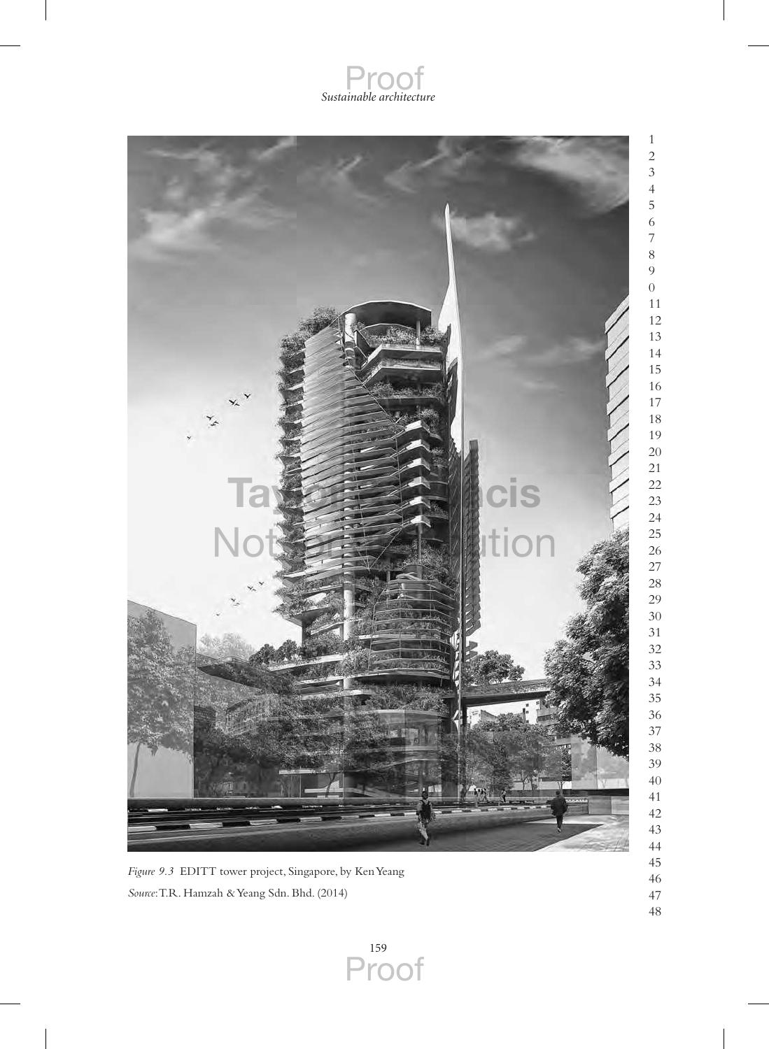*Figure 9.3* EDITT tower project, Singapore, by Ken Yeang

*Source*: T.R. Hamzah & Yeang Sdn. Bhd. (2014)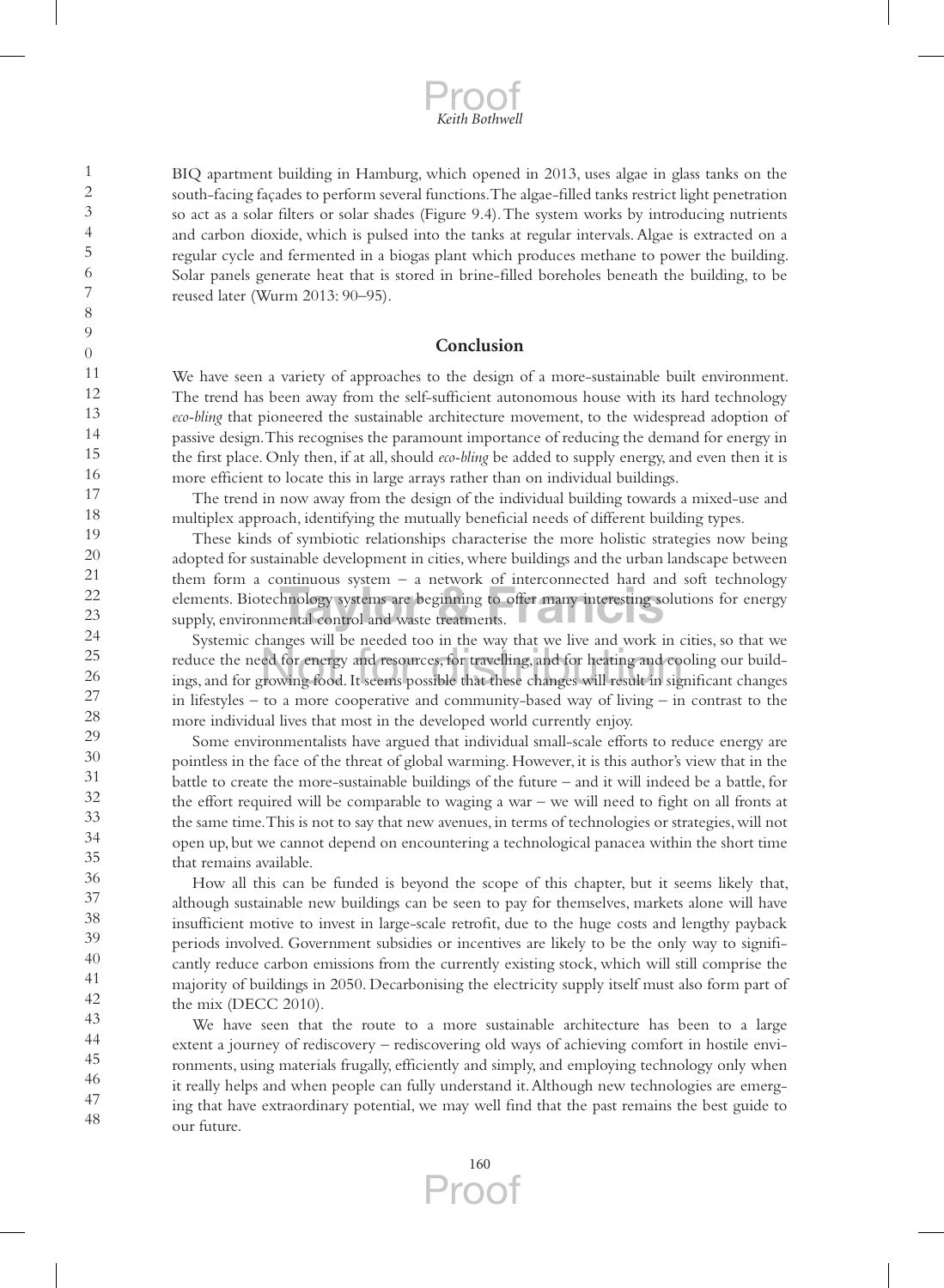BIQ apartment building in Hamburg, which opened in 2013, uses algae in glass tanks on the south-facing façades to perform several functions. The algae-filled tanks restrict light penetration so act as a solar filters or solar shades (Figure 9.4). The system works by introducing nutrients and carbon dioxide, which is pulsed into the tanks at regular intervals. Algae is extracted on a regular cycle and fermented in a biogas plant which produces methane to power the building. Solar panels generate heat that is stored in brine-filled boreholes beneath the building, to be reused later (Wurm 2013: 90–95).

## Conclusion

We have seen a variety of approaches to the design of a more-sustainable built environment. The trend has been away from the self-sufficient autonomous house with its hard technology *eco-bling* that pioneered the sustainable architecture movement, to the widespread adoption of passive design. This recognises the paramount importance of reducing the demand for energy in the first place. Only then, if at all, should *eco-bling* be added to supply energy, and even then it is more efficient to locate this in large arrays rather than on individual buildings.

The trend in now away from the design of the individual building towards a mixed-use and multiplex approach, identifying the mutually beneficial needs of different building types.

These kinds of symbiotic relationships characterise the more holistic strategies now being adopted for sustainable development in cities, where buildings and the urban landscape between them form a continuous system – a network of interconnected hard and soft technology elements. Biotechnology systems are beginning to offer many interesting solutions for energy supply, environmental control and waste treatments.

Systemic changes will be needed too in the way that we live and work in cities, so that we reduce the need for energy and resources, for travelling, and for heating and cooling our buildings, and for growing food. It seems possible that these changes will result in significant changes in lifestyles – to a more cooperative and community-based way of living – in contrast to the more individual lives that most in the developed world currently enjoy.

Some environmentalists have argued that individual small-scale efforts to reduce energy are pointless in the face of the threat of global warming. However, it is this author's view that in the battle to create the more-sustainable buildings of the future – and it will indeed be a battle, for the effort required will be comparable to waging a war – we will need to fight on all fronts at the same time. This is not to say that new avenues, in terms of technologies or strategies, will not open up, but we cannot depend on encountering a technological panacea within the short time that remains available.

How all this can be funded is beyond the scope of this chapter, but it seems likely that, although sustainable new buildings can be seen to pay for themselves, markets alone will have insufficient motive to invest in large-scale retrofit, due to the huge costs and lengthy payback periods involved. Government subsidies or incentives are likely to be the only way to significantly reduce carbon emissions from the currently existing stock, which will still comprise the majority of buildings in 2050. Decarbonising the electricity supply itself must also form part of the mix (DECC 2010).

We have seen that the route to a more sustainable architecture has been to a large extent a journey of rediscovery – rediscovering old ways of achieving comfort in hostile environments, using materials frugally, efficiently and simply, and employing technology only when it really helps and when people can fully understand it. Although new technologies are emerging that have extraordinary potential, we may well find that the past remains the best guide to our future.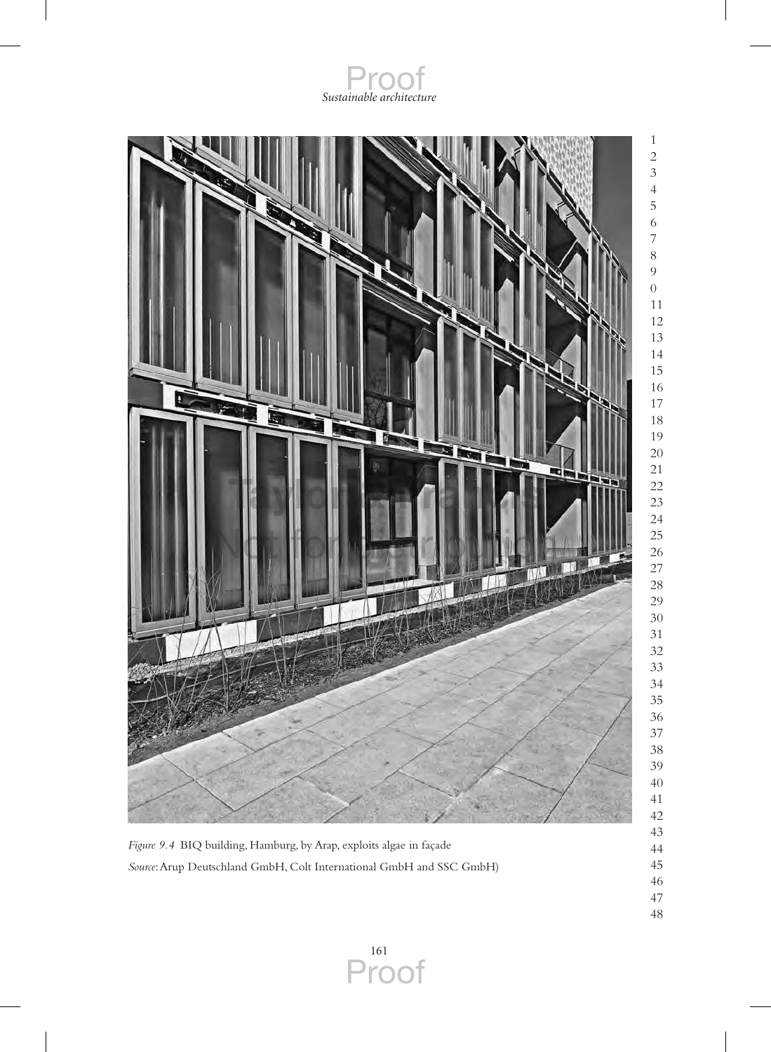*Figure 9.4* BIQ building, Hamburg, by Arap, exploits algae in façade

*Source*: Arup Deutschland GmbH, Colt International GmbH and SSC GmbH)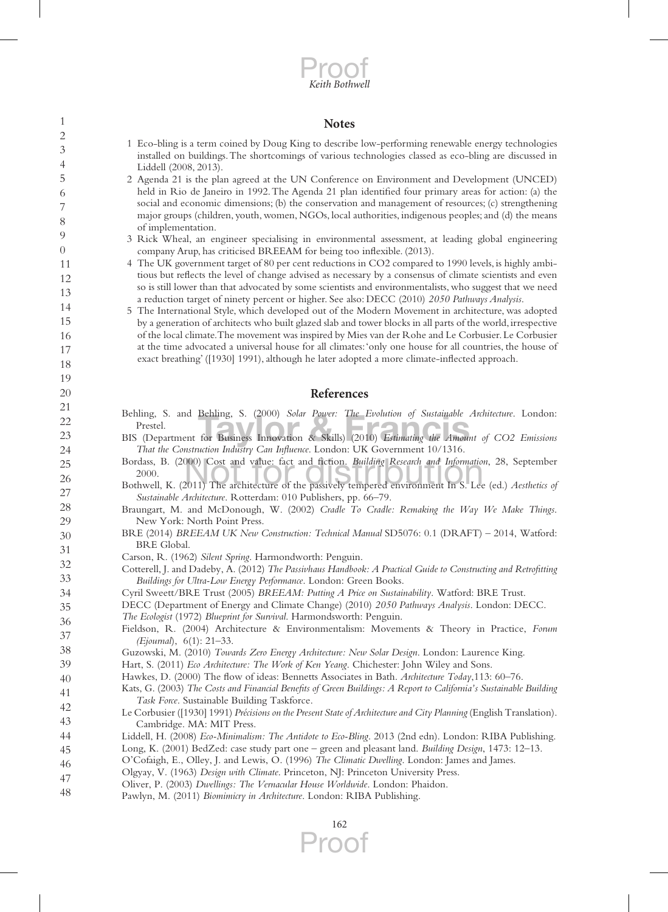## Notes

1. Eco-bling is a term coined by Doug King to describe low-performing renewable energy technologies installed on buildings. The shortcomings of various technologies classed as eco-bling are discussed in Liddell (2008, 2013).
2. Agenda 21 is the plan agreed at the UN Conference on Environment and Development (UNCED) held in Rio de Janeiro in 1992. The Agenda 21 plan identified four primary areas for action: (a) the social and economic dimensions; (b) the conservation and management of resources; (c) strengthening major groups (children, youth, women, NGOs, local authorities, indigenous peoples; and (d) the means of implementation.
3. Rick Wheal, an engineer specialising in environmental assessment, at leading global engineering company Arup, has criticised BREEAM for being too inflexible. (2013).
4. The UK government target of 80 per cent reductions in $CO_2$ compared to 1990 levels, is highly ambitious but reflects the level of change advised as necessary by a consensus of climate scientists and even so is still lower than that advocated by some scientists and environmentalists, who suggest that we need a reduction target of ninety percent or higher. See also: DECC (2010) *2050 Pathways Analysis*.
5. The International Style, which developed out of the Modern Movement in architecture, was adopted by a generation of architects who built glazed slab and tower blocks in all parts of the world, irrespective of the local climate. The movement was inspired by Mies van der Rohe and Le Corbusier. Le Corbusier at the time advocated a universal house for all climates: 'only one house for all countries, the house of exact breathing' ([1930] 1991), although he later adopted a more climate-inflected approach.

## References

Behling, S. and Behling, S. (2000) *Solar Power: The Evolution of Sustainable Architecture*. London: Prestel.

BIS (Department for Business Innovation & Skills) (2010) *Estimating the Amount of CO2 Emissions That the Construction Industry Can Influence*. London: UK Government 10/1316.

Bordass, B. (2000) Cost and value: fact and fiction. *Building Research and Information*, 28, September 2000.

Bothwell, K. (2011) The architecture of the passively tempered environment In S. Lee (ed.) *Aesthetics of Sustainable Architecture*. Rotterdam: 010 Publishers, pp. 66–79.

Braungart, M. and McDonough, W. (2002) *Cradle To Cradle: Remaking the Way We Make Things*. New York: North Point Press.

BRE (2014) *BREEAM UK New Construction: Technical Manual* SD5076: 0.1 (DRAFT) – 2014, Watford: BRE Global.

Carson, R. (1962) *Silent Spring*. Harmondworth: Penguin.

Cotterell, J. and Dadeby, A. (2012) *The Passivhaus Handbook: A Practical Guide to Constructing and Retrofitting Buildings for Ultra-Low Energy Performance*. London: Green Books.

Cyril Sweett/BRE Trust (2005) *BREEAM: Putting A Price on Sustainability*. Watford: BRE Trust.

DECC (Department of Energy and Climate Change) (2010) *2050 Pathways Analysis*. London: DECC.

*The Ecologist* (1972) *Blueprint for Survival*. Harmondsworth: Penguin.

Fieldson, R. (2004) Architecture & Environmentalism: Movements & Theory in Practice, *Forum (Ejournal)*, 6(1): 21–33.

Guzowski, M. (2010) *Towards Zero Energy Architecture: New Solar Design*. London: Laurence King.

Hart, S. (2011) *Eco Architecture: The Work of Ken Yeang*. Chichester: John Wiley and Sons.

Hawkes, D. (2000) The flow of ideas: Bennetts Associates in Bath. *Architecture Today*, 113: 60–76.

Kats, G. (2003) *The Costs and Financial Benefits of Green Buildings: A Report to California's Sustainable Building Task Force*. Sustainable Building Taskforce.

Le Corbusier ([1930] 1991) *Précisions on the Present State of Architecture and City Planning* (English Translation). Cambridge. MA: MIT Press.

Liddell, H. (2008) *Eco-Minimalism: The Antidote to Eco-Bling*. 2013 (2nd edn). London: RIBA Publishing.

Long, K. (2001) BedZed: case study part one – green and pleasant land. *Building Design*, 1473: 12–13.

O'Cofaigh, E., Olley, J. and Lewis, O. (1996) *The Climatic Dwelling*. London: James and James.

Olgyay, V. (1963) *Design with Climate*. Princeton, NJ: Princeton University Press.

Oliver, P. (2003) *Dwellings: The Vernacular House Worldwide*. London: Phaidon.

Pawlyn, M. (2011) *Biomimicry in Architecture*. London: RIBA Publishing.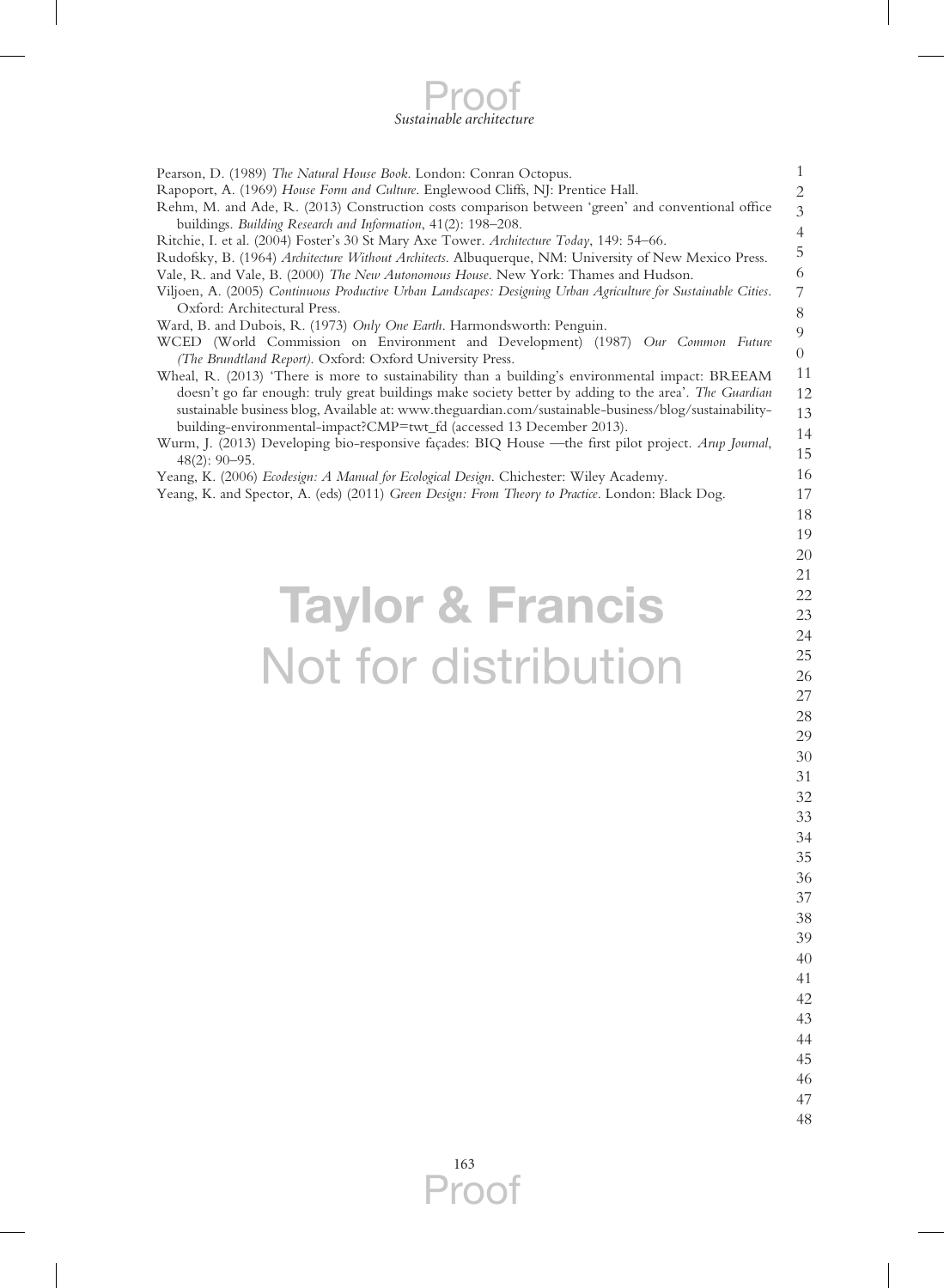Pearson, D. (1989) *The Natural House Book*. London: Conran Octopus.

Rapoport, A. (1969) *House Form and Culture*. Englewood Cliffs, NJ: Prentice Hall.

Rehm, M. and Ade, R. (2013) Construction costs comparison between 'green' and conventional office buildings. *Building Research and Information*, 41(2): 198–208.

Ritchie, I. et al. (2004) Foster's 30 St Mary Axe Tower. *Architecture Today*, 149: 54–66.

Rudofsky, B. (1964) *Architecture Without Architects*. Albuquerque, NM: University of New Mexico Press.

Vale, R. and Vale, B. (2000) *The New Autonomous House*. New York: Thames and Hudson.

Viljoen, A. (2005) *Continuous Productive Urban Landscapes: Designing Urban Agriculture for Sustainable Cities*. Oxford: Architectural Press.

Ward, B. and Dubois, R. (1973) *Only One Earth*. Harmondsworth: Penguin.

WCED (World Commission on Environment and Development) (1987) *Our Common Future (The Brundtland Report)*. Oxford: Oxford University Press.

Wheal, R. (2013) 'There is more to sustainability than a building's environmental impact: BREEAM doesn't go far enough: truly great buildings make society better by adding to the area'. *The Guardian* sustainable business blog, Available at: www.theguardian.com/sustainable-business/blog/sustainability-building-environmental-impact?CMP=twt_fd (accessed 13 December 2013).

Wurm, J. (2013) Developing bio-responsive façades: BIQ House —the first pilot project. *Arup Journal*, 48(2): 90–95.

Yeang, K. (2006) *Ecodesign: A Manual for Ecological Design*. Chichester: Wiley Academy.

Yeang, K. and Spector, A. (eds) (2011) *Green Design: From Theory to Practice*. London: Black Dog.